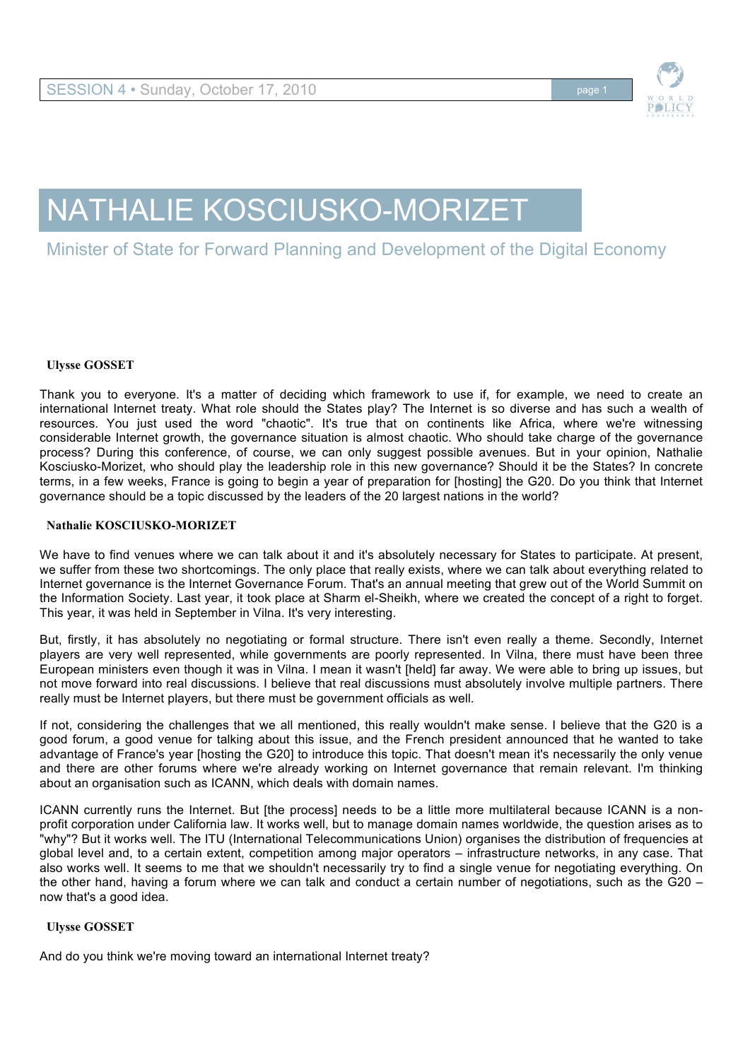# NATHALIE KOSCIUSKO-MORIZET

## Minister of State for Forward Planning and Development of the Digital Economy

**Ulysse GOSSET**

Thank you to everyone. It's a matter of deciding which framework to use if, for example, we need to create an international Internet treaty. What role should the States play? The Internet is so diverse and has such a wealth of resources. You just used the word "chaotic". It's true that on continents like Africa, where we're witnessing considerable Internet growth, the governance situation is almost chaotic. Who should take charge of the governance process? During this conference, of course, we can only suggest possible avenues. But in your opinion, Nathalie Kosciusko-Morizet, who should play the leadership role in this new governance? Should it be the States? In concrete terms, in a few weeks, France is going to begin a year of preparation for [hosting] the G20. Do you think that Internet governance should be a topic discussed by the leaders of the 20 largest nations in the world?

**Nathalie KOSCIUSKO-MORIZET**

We have to find venues where we can talk about it and it's absolutely necessary for States to participate. At present, we suffer from these two shortcomings. The only place that really exists, where we can talk about everything related to Internet governance is the Internet Governance Forum. That's an annual meeting that grew out of the World Summit on the Information Society. Last year, it took place at Sharm el-Sheikh, where we created the concept of a right to forget. This year, it was held in September in Vilna. It's very interesting.

But, firstly, it has absolutely no negotiating or formal structure. There isn't even really a theme. Secondly, Internet players are very well represented, while governments are poorly represented. In Vilna, there must have been three European ministers even though it was in Vilna. I mean it wasn't [held] far away. We were able to bring up issues, but not move forward into real discussions. I believe that real discussions must absolutely involve multiple partners. There really must be Internet players, but there must be government officials as well.

If not, considering the challenges that we all mentioned, this really wouldn't make sense. I believe that the G20 is a good forum, a good venue for talking about this issue, and the French president announced that he wanted to take advantage of France's year [hosting the G20] to introduce this topic. That doesn't mean it's necessarily the only venue and there are other forums where we're already working on Internet governance that remain relevant. I'm thinking about an organisation such as ICANN, which deals with domain names.

ICANN currently runs the Internet. But [the process] needs to be a little more multilateral because ICANN is a non-profit corporation under California law. It works well, but to manage domain names worldwide, the question arises as to "why"? But it works well. The ITU (International Telecommunications Union) organises the distribution of frequencies at global level and, to a certain extent, competition among major operators – infrastructure networks, in any case. That also works well. It seems to me that we shouldn't necessarily try to find a single venue for negotiating everything. On the other hand, having a forum where we can talk and conduct a certain number of negotiations, such as the G20 – now that's a good idea.

**Ulysse GOSSET**

And do you think we're moving toward an international Internet treaty?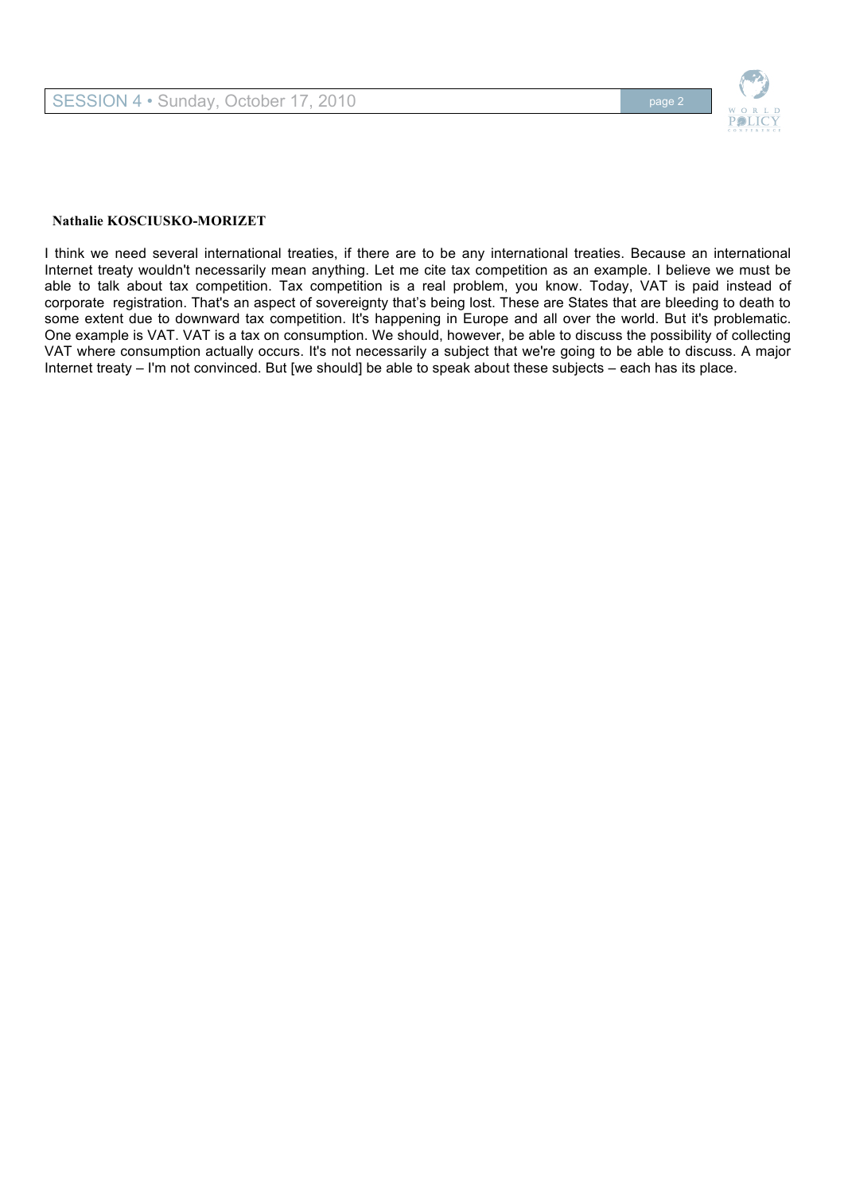**Nathalie KOSCIUSKO-MORIZET**

I think we need several international treaties, if there are to be any international treaties. Because an international Internet treaty wouldn't necessarily mean anything. Let me cite tax competition as an example. I believe we must be able to talk about tax competition. Tax competition is a real problem, you know. Today, VAT is paid instead of corporate registration. That's an aspect of sovereignty that's being lost. These are States that are bleeding to death to some extent due to downward tax competition. It's happening in Europe and all over the world. But it's problematic. One example is VAT. VAT is a tax on consumption. We should, however, be able to discuss the possibility of collecting VAT where consumption actually occurs. It's not necessarily a subject that we're going to be able to discuss. A major Internet treaty – I'm not convinced. But [we should] be able to speak about these subjects – each has its place.